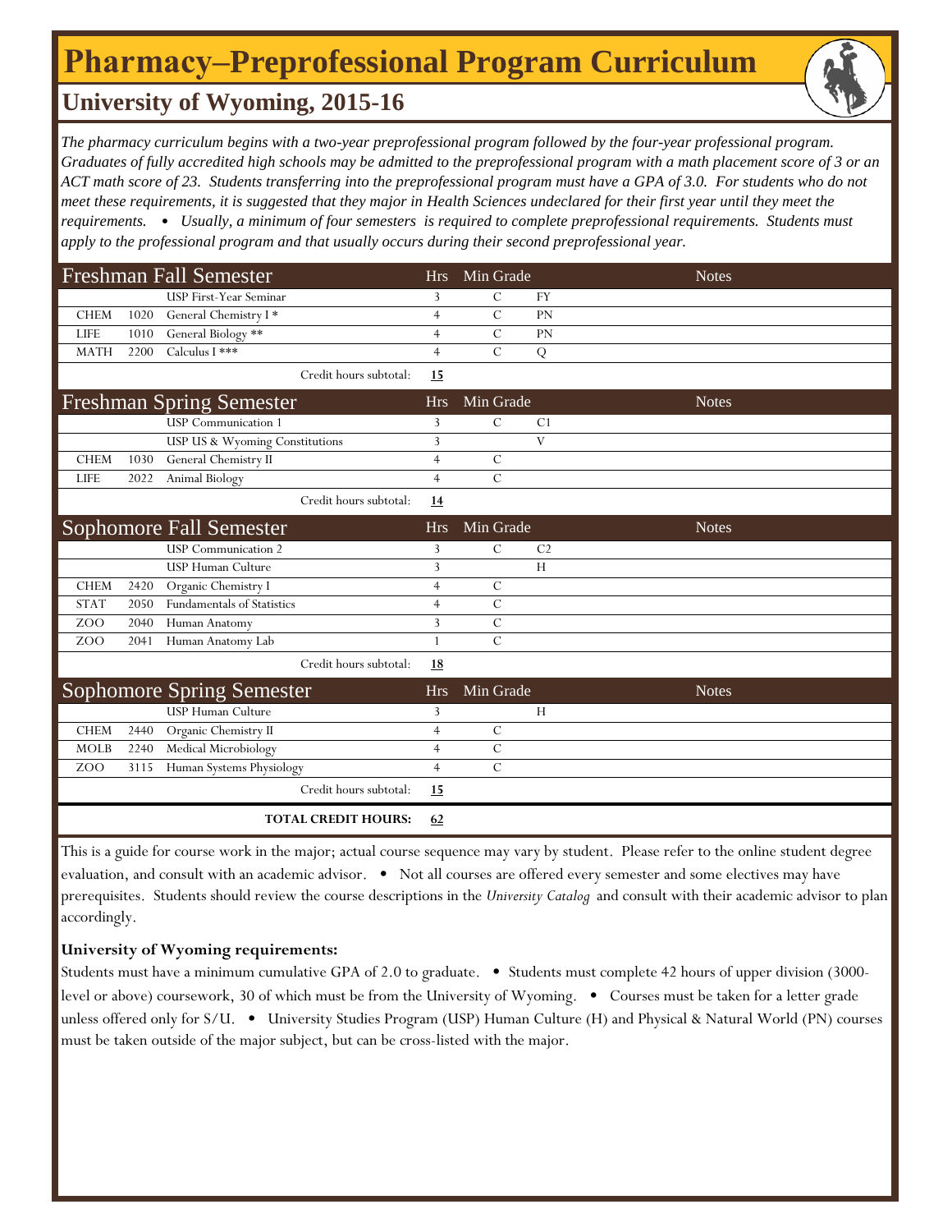# Pharmacy–Preprofessional Program Curriculum

## University of Wyoming, 2015-16

*The pharmacy curriculum begins with a two-year preprofessional program followed by the four-year professional program. Graduates of fully accredited high schools may be admitted to the preprofessional program with a math placement score of 3 or an ACT math score of 23. Students transferring into the preprofessional program must have a GPA of 3.0. For students who do not meet these requirements, it is suggested that they major in Health Sciences undeclared for their first year until they meet the requirements. • Usually, a minimum of four semesters is required to complete preprofessional requirements. Students must apply to the professional program and that usually occurs during their second preprofessional year.*

| Freshman Fall Semester | | | Hrs | Min Grade | | Notes |
|---|---|---|---|---|---|---|
| | | USP First-Year Seminar | 3 | C | FY | |
| CHEM | 1020 | General Chemistry I * | 4 | C | PN | |
| LIFE | 1010 | General Biology ** | 4 | C | PN | |
| MATH | 2200 | Calculus I *** | 4 | C | Q | |
| | | Credit hours subtotal: | **15** | | | |

| Freshman Spring Semester | | | Hrs | Min Grade | | Notes |
|---|---|---|---|---|---|---|
| | | USP Communication 1 | 3 | C | C1 | |
| | | USP US & Wyoming Constitutions | 3 | | V | |
| CHEM | 1030 | General Chemistry II | 4 | C | | |
| LIFE | 2022 | Animal Biology | 4 | C | | |
| | | Credit hours subtotal: | **14** | | | |

| Sophomore Fall Semester | | | Hrs | Min Grade | | Notes |
|---|---|---|---|---|---|---|
| | | USP Communication 2 | 3 | C | C2 | |
| | | USP Human Culture | 3 | | H | |
| CHEM | 2420 | Organic Chemistry I | 4 | C | | |
| STAT | 2050 | Fundamentals of Statistics | 4 | C | | |
| ZOO | 2040 | Human Anatomy | 3 | C | | |
| ZOO | 2041 | Human Anatomy Lab | 1 | C | | |
| | | Credit hours subtotal: | **18** | | | |

| Sophomore Spring Semester | | | Hrs | Min Grade | | Notes |
|---|---|---|---|---|---|---|
| | | USP Human Culture | 3 | | H | |
| CHEM | 2440 | Organic Chemistry II | 4 | C | | |
| MOLB | 2240 | Medical Microbiology | 4 | C | | |
| ZOO | 3115 | Human Systems Physiology | 4 | C | | |
| | | Credit hours subtotal: | **15** | | | |
| | | **TOTAL CREDIT HOURS:** | **62** | | | |

This is a guide for course work in the major; actual course sequence may vary by student. Please refer to the online student degree evaluation, and consult with an academic advisor. • Not all courses are offered every semester and some electives may have prerequisites. Students should review the course descriptions in the *University Catalog* and consult with their academic advisor to plan accordingly.

**University of Wyoming requirements:**

Students must have a minimum cumulative GPA of 2.0 to graduate. • Students must complete 42 hours of upper division (3000-level or above) coursework, 30 of which must be from the University of Wyoming. • Courses must be taken for a letter grade unless offered only for S/U. • University Studies Program (USP) Human Culture (H) and Physical & Natural World (PN) courses must be taken outside of the major subject, but can be cross-listed with the major.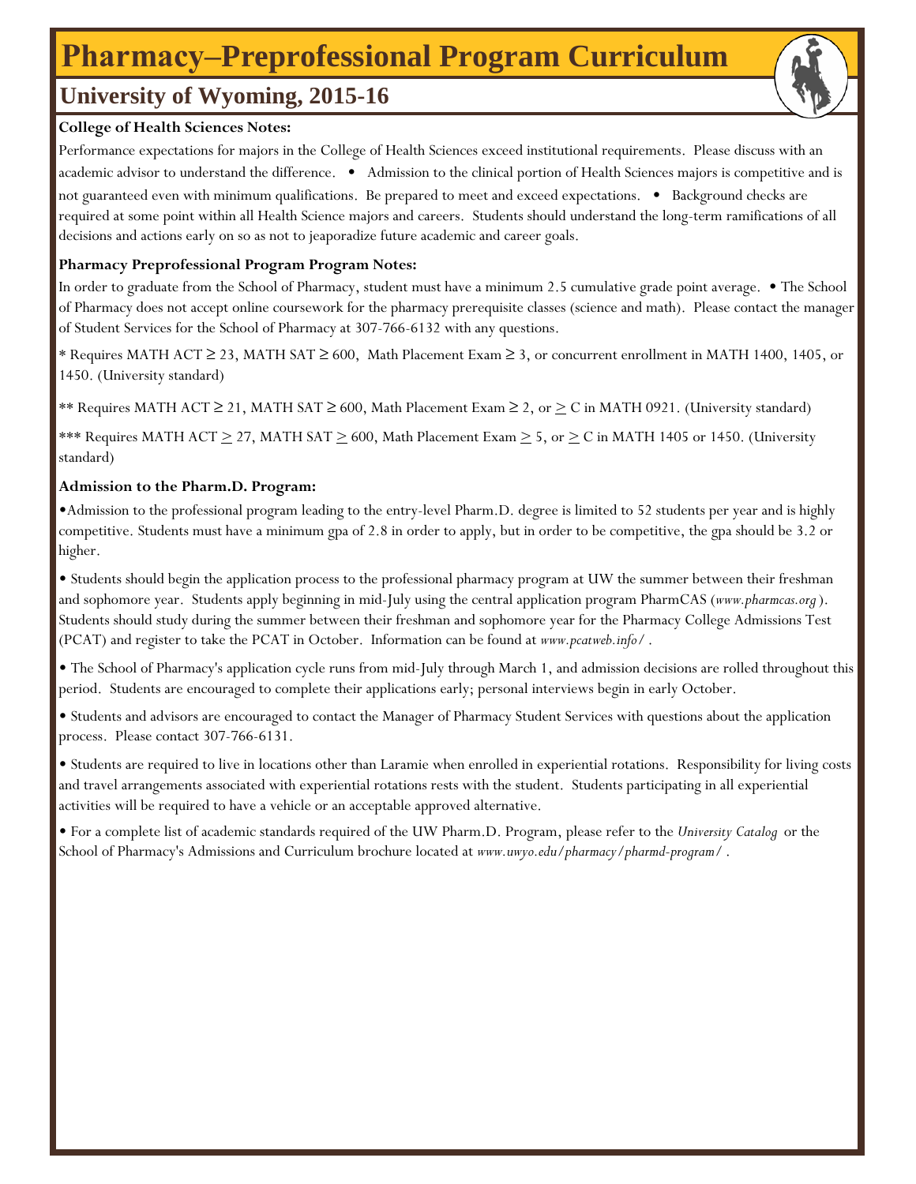# Pharmacy–Preprofessional Program Curriculum

## University of Wyoming, 2015-16

**College of Health Sciences Notes:**

Performance expectations for majors in the College of Health Sciences exceed institutional requirements. Please discuss with an academic advisor to understand the difference. • Admission to the clinical portion of Health Sciences majors is competitive and is not guaranteed even with minimum qualifications. Be prepared to meet and exceed expectations. • Background checks are required at some point within all Health Science majors and careers. Students should understand the long-term ramifications of all decisions and actions early on so as not to jeaporadize future academic and career goals.

**Pharmacy Preprofessional Program Program Notes:**

In order to graduate from the School of Pharmacy, student must have a minimum 2.5 cumulative grade point average. • The School of Pharmacy does not accept online coursework for the pharmacy prerequisite classes (science and math). Please contact the manager of Student Services for the School of Pharmacy at 307-766-6132 with any questions.

* Requires MATH ACT ≥ 23, MATH SAT ≥ 600, Math Placement Exam ≥ 3, or concurrent enrollment in MATH 1400, 1405, or 1450. (University standard)

** Requires MATH ACT ≥ 21, MATH SAT ≥ 600, Math Placement Exam ≥ 2, or ≥ C in MATH 0921. (University standard)

*** Requires MATH ACT ≥ 27, MATH SAT ≥ 600, Math Placement Exam ≥ 5, or ≥ C in MATH 1405 or 1450. (University standard)

**Admission to the Pharm.D. Program:**

•Admission to the professional program leading to the entry-level Pharm.D. degree is limited to 52 students per year and is highly competitive. Students must have a minimum gpa of 2.8 in order to apply, but in order to be competitive, the gpa should be 3.2 or higher.

• Students should begin the application process to the professional pharmacy program at UW the summer between their freshman and sophomore year. Students apply beginning in mid-July using the central application program PharmCAS (*www.pharmcas.org*). Students should study during the summer between their freshman and sophomore year for the Pharmacy College Admissions Test (PCAT) and register to take the PCAT in October. Information can be found at *www.pcatweb.info/*.

• The School of Pharmacy's application cycle runs from mid-July through March 1, and admission decisions are rolled throughout this period. Students are encouraged to complete their applications early; personal interviews begin in early October.

• Students and advisors are encouraged to contact the Manager of Pharmacy Student Services with questions about the application process. Please contact 307-766-6131.

• Students are required to live in locations other than Laramie when enrolled in experiential rotations. Responsibility for living costs and travel arrangements associated with experiential rotations rests with the student. Students participating in all experiential activities will be required to have a vehicle or an acceptable approved alternative.

• For a complete list of academic standards required of the UW Pharm.D. Program, please refer to the *University Catalog* or the School of Pharmacy's Admissions and Curriculum brochure located at *www.uwyo.edu/pharmacy/pharmd-program/*.